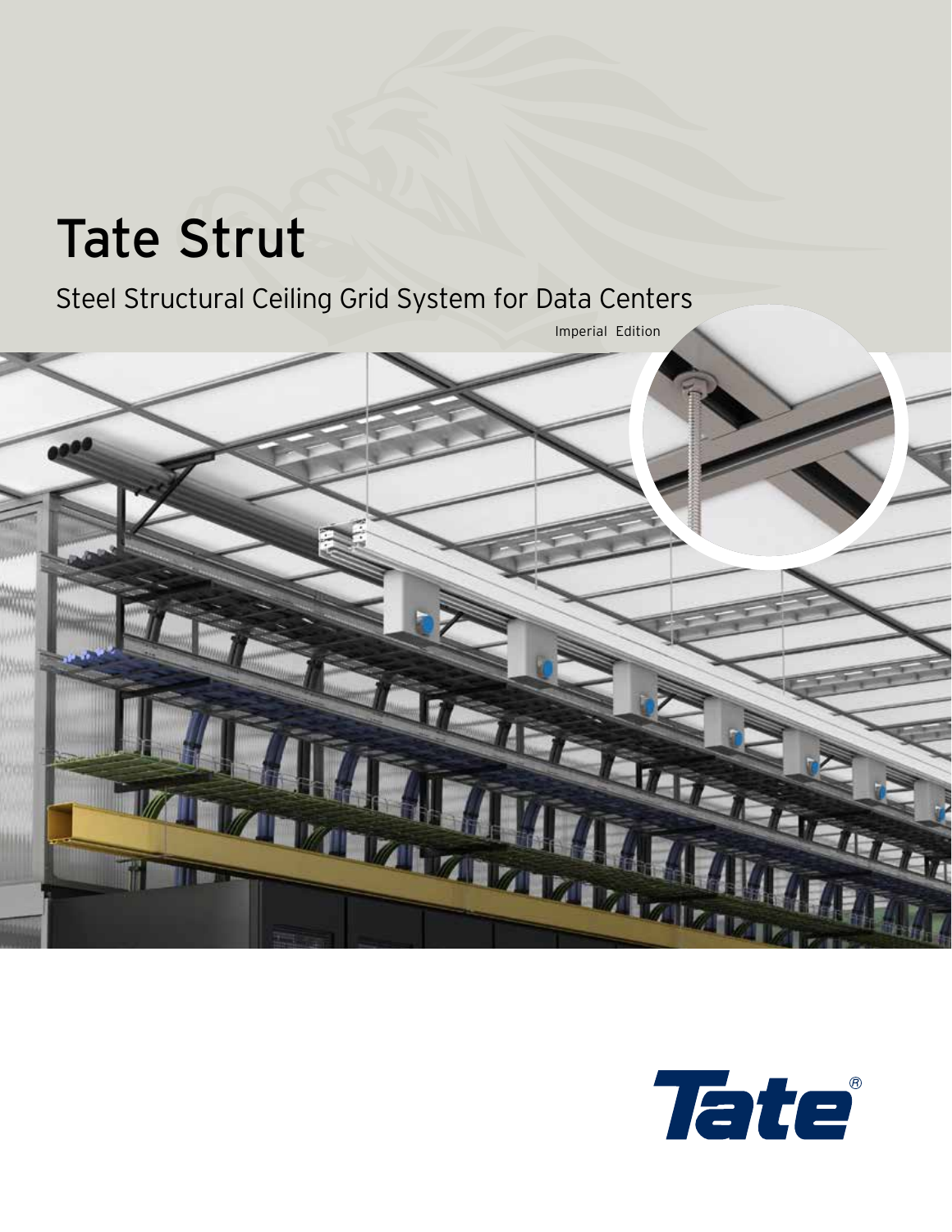# Tate Strut

## Steel Structural Ceiling Grid System for Data Centers

Imperial Edition

Tate®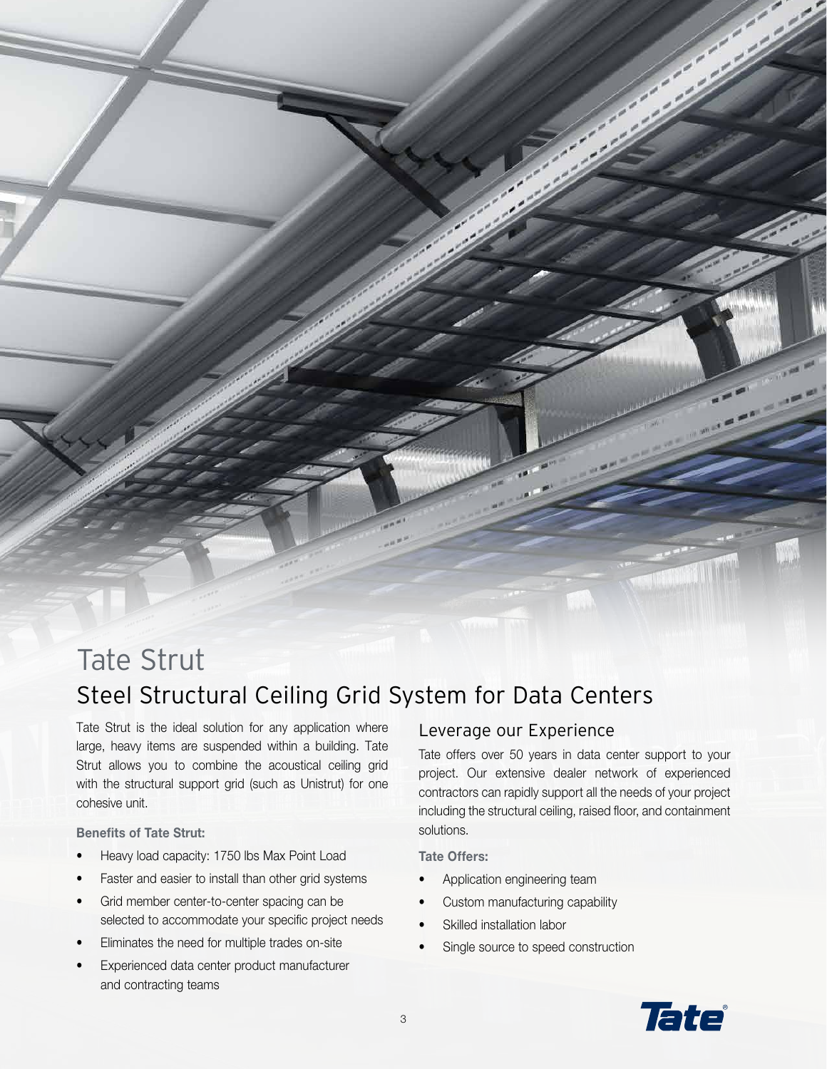# Tate Strut

## Steel Structural Ceiling Grid System for Data Centers

Tate Strut is the ideal solution for any application where large, heavy items are suspended within a building. Tate Strut allows you to combine the acoustical ceiling grid with the structural support grid (such as Unistrut) for one cohesive unit.

**Benefits of Tate Strut:**

- Heavy load capacity: 1750 lbs Max Point Load
- Faster and easier to install than other grid systems
- Grid member center-to-center spacing can be selected to accommodate your specific project needs
- Eliminates the need for multiple trades on-site
- Experienced data center product manufacturer and contracting teams

### Leverage our Experience

Tate offers over 50 years in data center support to your project. Our extensive dealer network of experienced contractors can rapidly support all the needs of your project including the structural ceiling, raised floor, and containment solutions.

**Tate Offers:**

- Application engineering team
- Custom manufacturing capability
- Skilled installation labor
- Single source to speed construction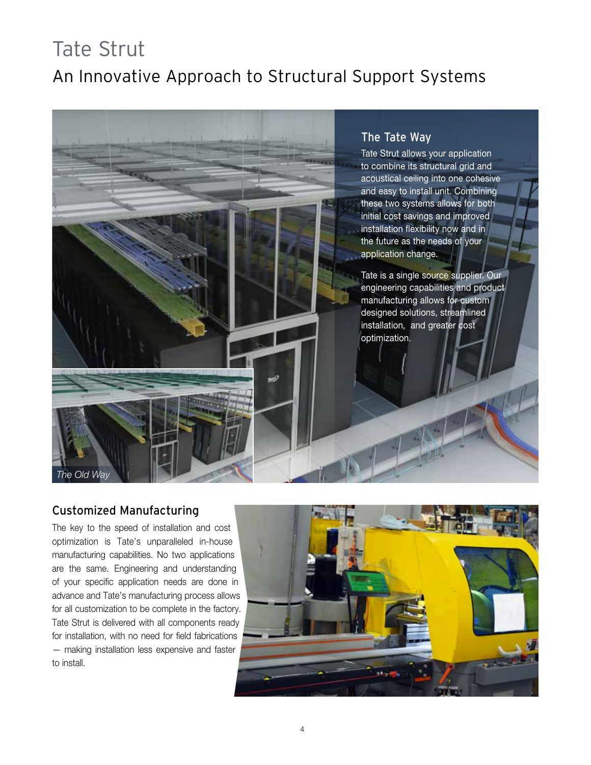# Tate Strut

## An Innovative Approach to Structural Support Systems

### The Tate Way

Tate Strut allows your application to combine its structural grid and acoustical ceiling into one cohesive and easy to install unit. Combining these two systems allows for both initial cost savings and improved installation flexibility now and in the future as the needs of your application change.

Tate is a single source supplier. Our engineering capabilities and product manufacturing allows for custom designed solutions, streamlined installation, and greater cost optimization.

*The Old Way*

### Customized Manufacturing

The key to the speed of installation and cost optimization is Tate's unparalleled in-house manufacturing capabilities. No two applications are the same. Engineering and understanding of your specific application needs are done in advance and Tate's manufacturing process allows for all customization to be complete in the factory. Tate Strut is delivered with all components ready for installation, with no need for field fabrications — making installation less expensive and faster to install.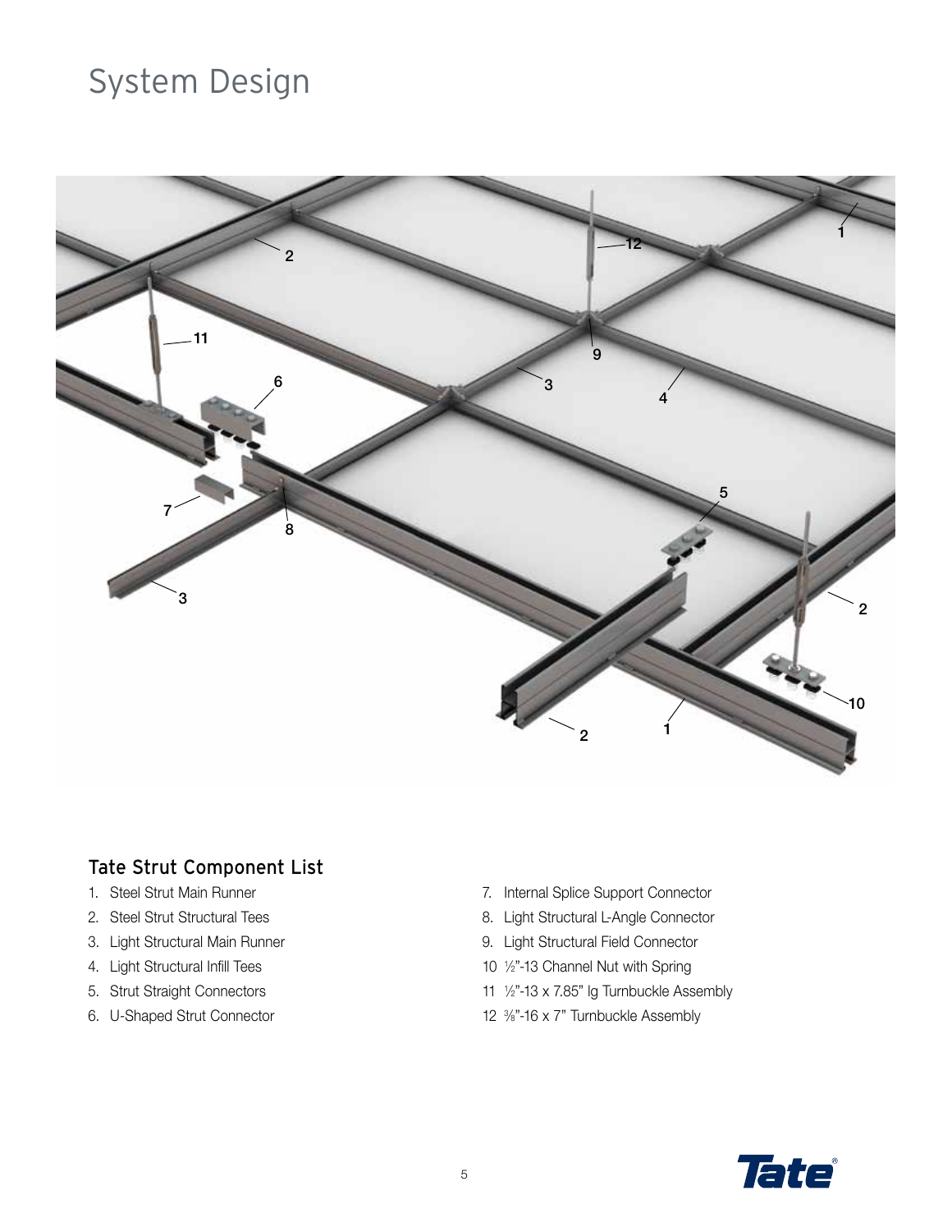# System Design

## Tate Strut Component List

1. Steel Strut Main Runner
2. Steel Strut Structural Tees
3. Light Structural Main Runner
4. Light Structural Infill Tees
5. Strut Straight Connectors
6. U-Shaped Strut Connector
7. Internal Splice Support Connector
8. Light Structural L-Angle Connector
9. Light Structural Field Connector
10. ½"-13 Channel Nut with Spring
11. ½"-13 x 7.85" lg Turnbuckle Assembly
12. ⅜"-16 x 7" Turnbuckle Assembly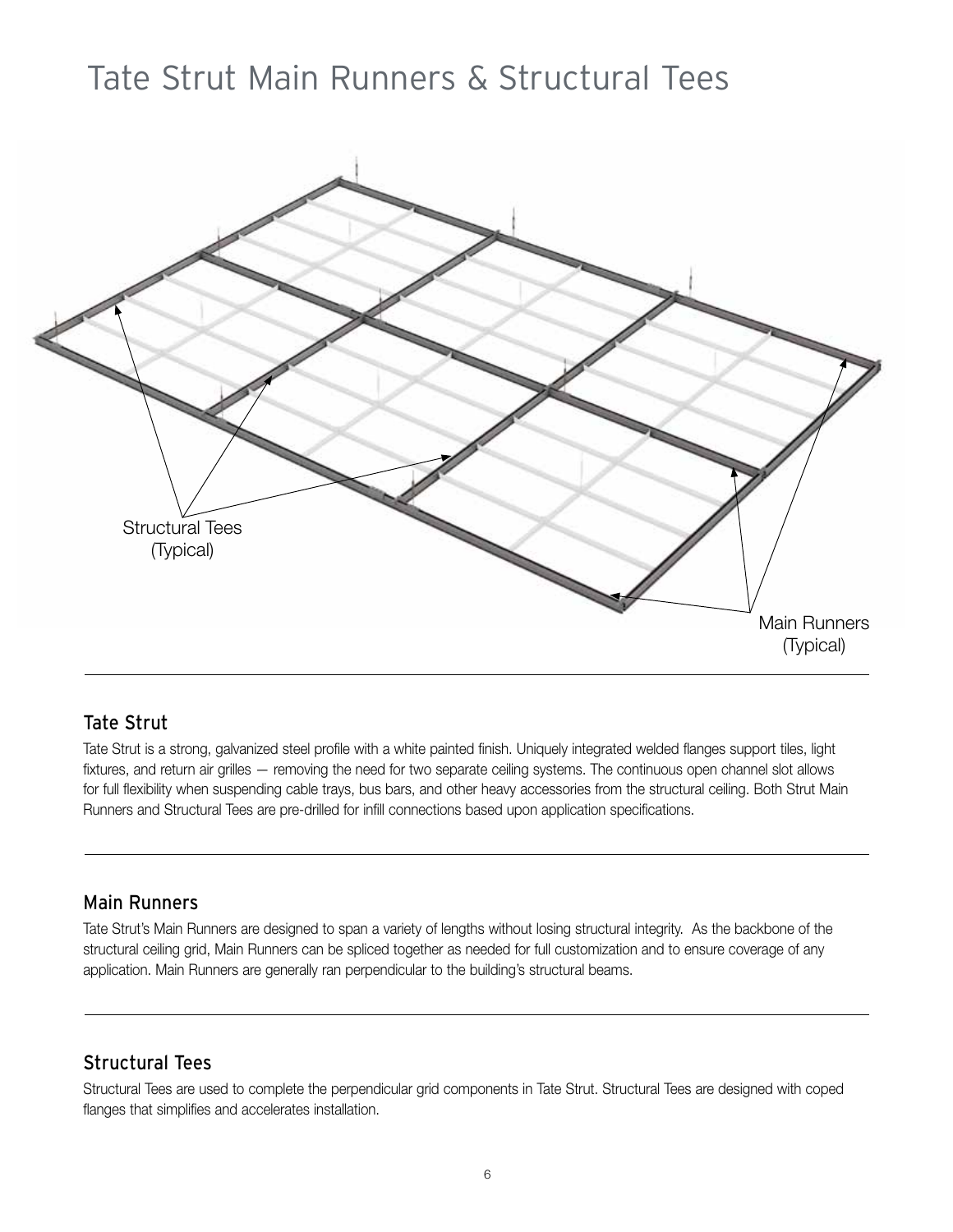# Tate Strut Main Runners & Structural Tees

Structural Tees (Typical)

Main Runners (Typical)

## Tate Strut

Tate Strut is a strong, galvanized steel profile with a white painted finish. Uniquely integrated welded flanges support tiles, light fixtures, and return air grilles — removing the need for two separate ceiling systems. The continuous open channel slot allows for full flexibility when suspending cable trays, bus bars, and other heavy accessories from the structural ceiling. Both Strut Main Runners and Structural Tees are pre-drilled for infill connections based upon application specifications.

## Main Runners

Tate Strut's Main Runners are designed to span a variety of lengths without losing structural integrity. As the backbone of the structural ceiling grid, Main Runners can be spliced together as needed for full customization and to ensure coverage of any application. Main Runners are generally ran perpendicular to the building's structural beams.

## Structural Tees

Structural Tees are used to complete the perpendicular grid components in Tate Strut. Structural Tees are designed with coped flanges that simplifies and accelerates installation.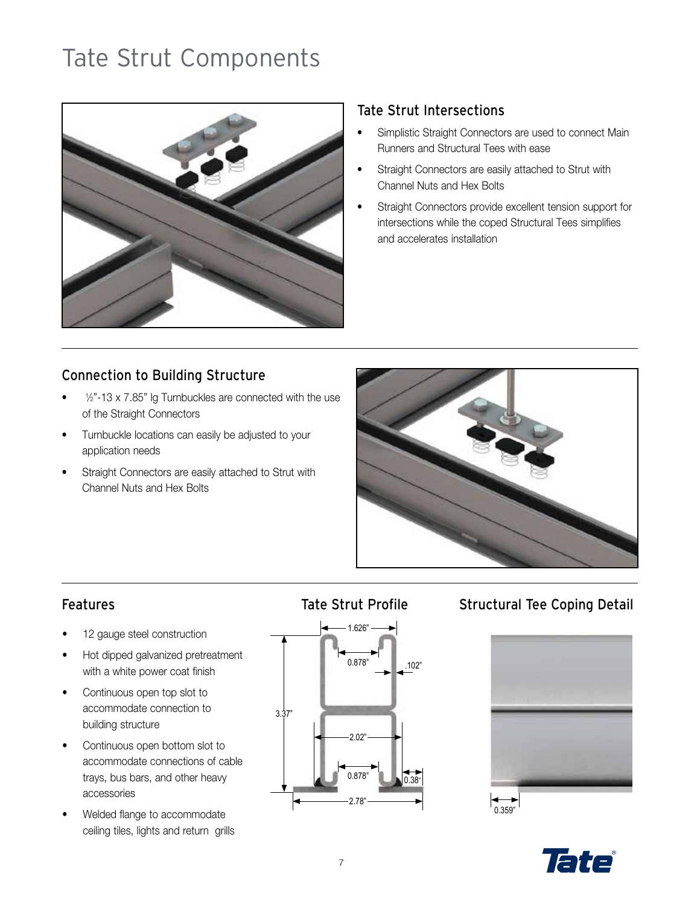# Tate Strut Components

## Tate Strut Intersections

- Simplistic Straight Connectors are used to connect Main Runners and Structural Tees with ease
- Straight Connectors are easily attached to Strut with Channel Nuts and Hex Bolts
- Straight Connectors provide excellent tension support for intersections while the coped Structural Tees simplifies and accelerates installation

## Connection to Building Structure

- ½"-13 x 7.85" lg Turnbuckles are connected with the use of the Straight Connectors
- Turnbuckle locations can easily be adjusted to your application needs
- Straight Connectors are easily attached to Strut with Channel Nuts and Hex Bolts

## Features

- 12 gauge steel construction
- Hot dipped galvanized pretreatment with a white power coat finish
- Continuous open top slot to accommodate connection to building structure
- Continuous open bottom slot to accommodate connections of cable trays, bus bars, and other heavy accessories
- Welded flange to accommodate ceiling tiles, lights and return grills

## Tate Strut Profile

1.626"
0.878"
.102"
3.37"
2.02"
0.878"
0.38"
2.78"

## Structural Tee Coping Detail

0.359"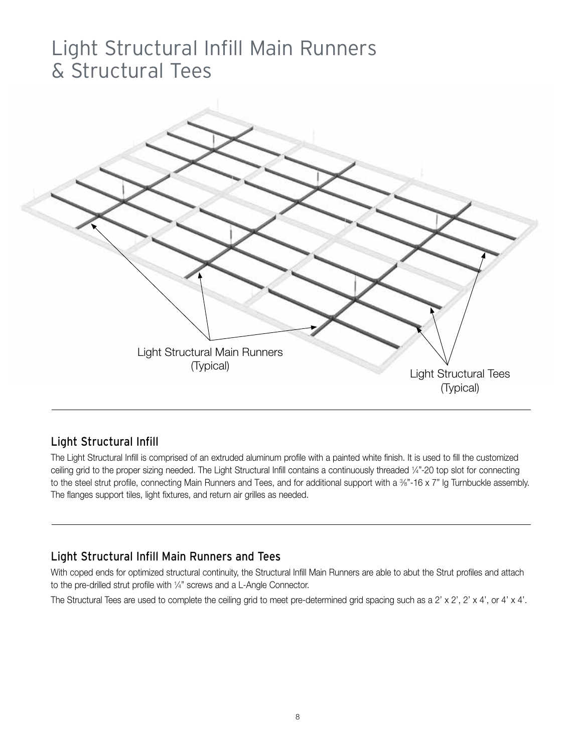# Light Structural Infill Main Runners & Structural Tees

Light Structural Main Runners (Typical)

Light Structural Tees (Typical)

## Light Structural Infill

The Light Structural Infill is comprised of an extruded aluminum profile with a painted white finish. It is used to fill the customized ceiling grid to the proper sizing needed. The Light Structural Infill contains a continuously threaded ¼"-20 top slot for connecting to the steel strut profile, connecting Main Runners and Tees, and for additional support with a ⅜"-16 x 7" lg Turnbuckle assembly. The flanges support tiles, light fixtures, and return air grilles as needed.

## Light Structural Infill Main Runners and Tees

With coped ends for optimized structural continuity, the Structural Infill Main Runners are able to abut the Strut profiles and attach to the pre-drilled strut profile with ¼" screws and a L-Angle Connector.

The Structural Tees are used to complete the ceiling grid to meet pre-determined grid spacing such as a 2' x 2', 2' x 4', or 4' x 4'.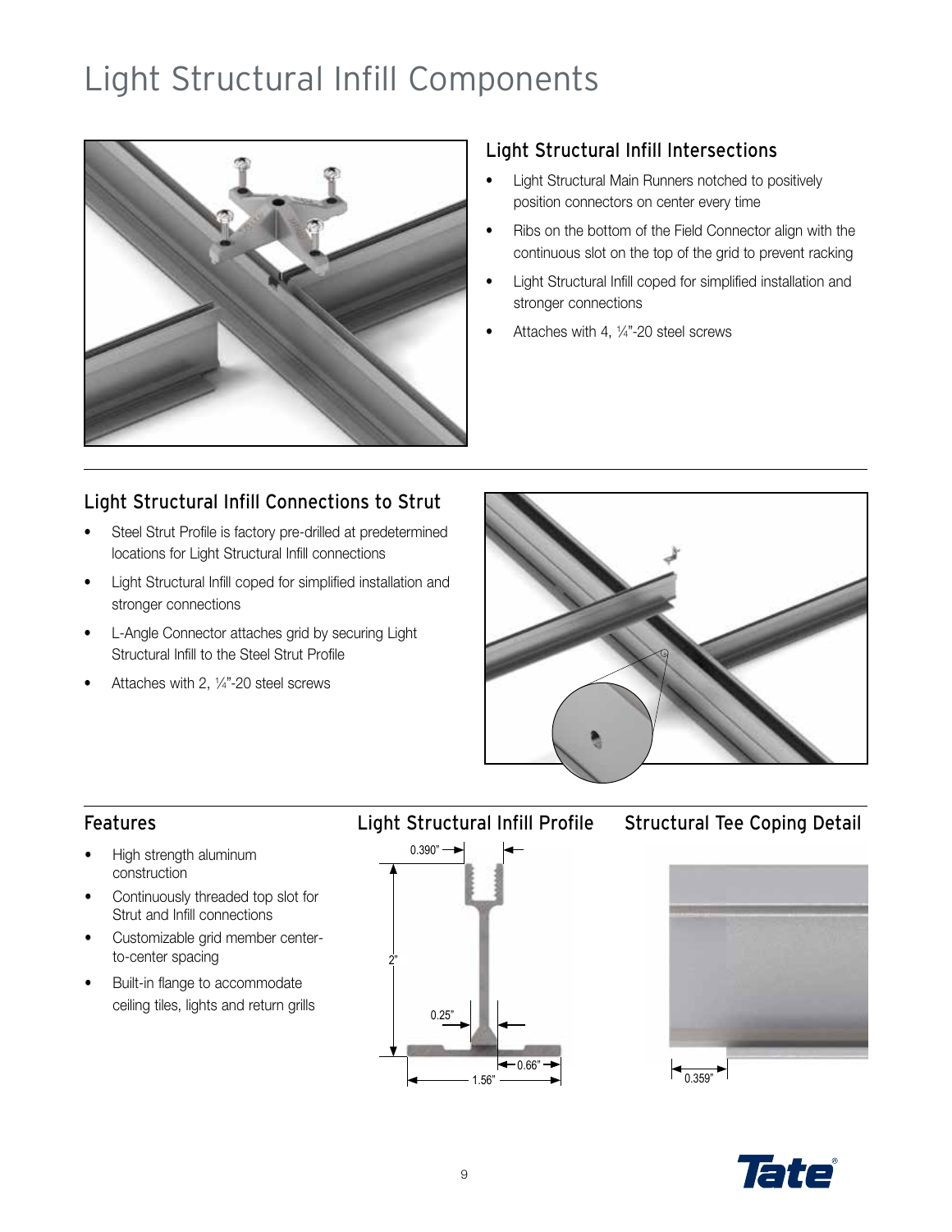# Light Structural Infill Components

## Light Structural Infill Intersections

- Light Structural Main Runners notched to positively position connectors on center every time
- Ribs on the bottom of the Field Connector align with the continuous slot on the top of the grid to prevent racking
- Light Structural Infill coped for simplified installation and stronger connections
- Attaches with 4, ¼"-20 steel screws

## Light Structural Infill Connections to Strut

- Steel Strut Profile is factory pre-drilled at predetermined locations for Light Structural Infill connections
- Light Structural Infill coped for simplified installation and stronger connections
- L-Angle Connector attaches grid by securing Light Structural Infill to the Steel Strut Profile
- Attaches with 2, ¼"-20 steel screws

## Features

- High strength aluminum construction
- Continuously threaded top slot for Strut and Infill connections
- Customizable grid member center-to-center spacing
- Built-in flange to accommodate ceiling tiles, lights and return grills

## Light Structural Infill Profile

0.390"

2"

0.25"

0.66"

1.56"

## Structural Tee Coping Detail

0.359"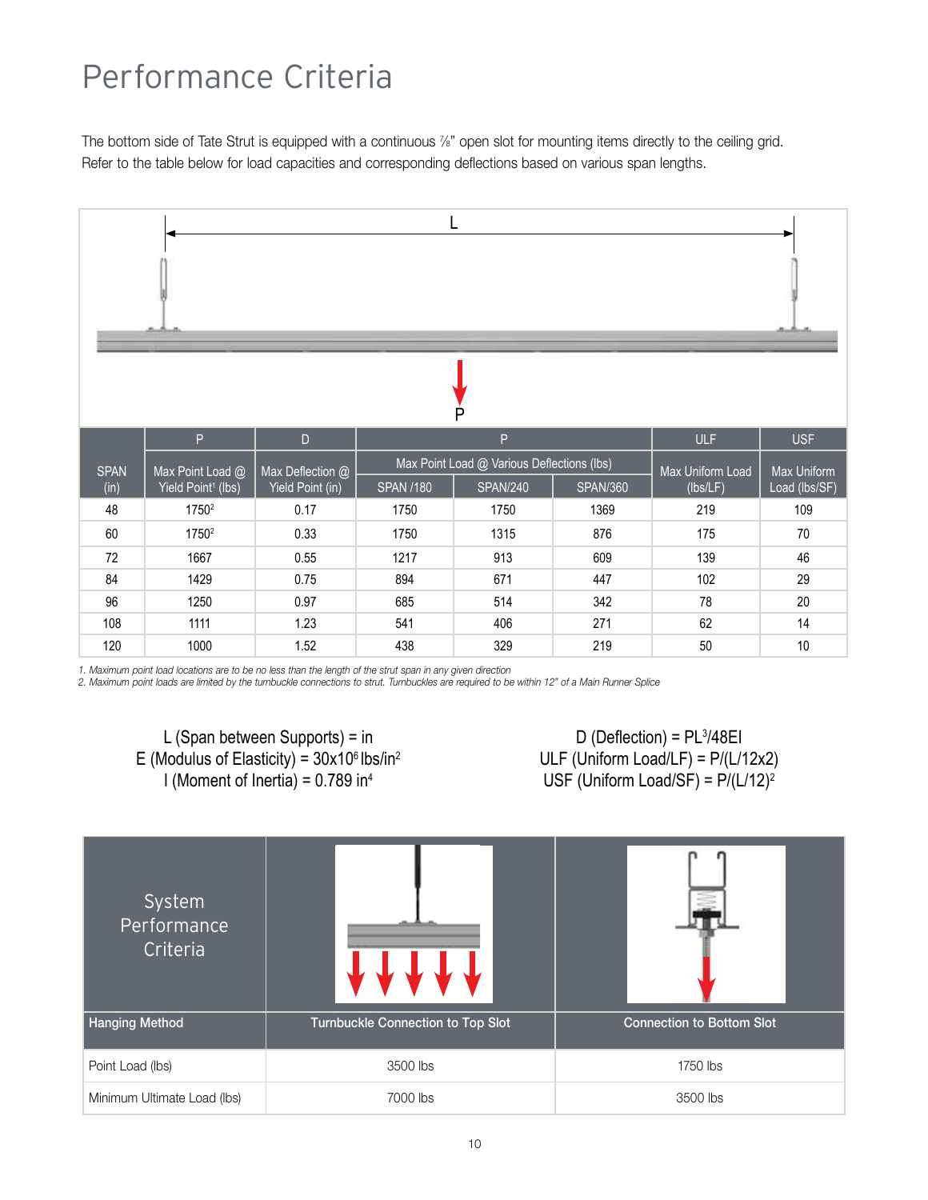# Performance Criteria

The bottom side of Tate Strut is equipped with a continuous ⅞" open slot for mounting items directly to the ceiling grid. Refer to the table below for load capacities and corresponding deflections based on various span lengths.

| SPAN (in) | P | D | P | | | ULF | USF |
|---|---|---|---|---|---|---|---|
| | Max Point Load @ Yield Point[1] (lbs) | Max Deflection @ Yield Point (in) | Max Point Load @ Various Deflections (lbs) | | | Max Uniform Load (lbs/LF) | Max Uniform Load (lbs/SF) |
| | | | SPAN /180 | SPAN/240 | SPAN/360 | | |
| 48 | 1750[2] | 0.17 | 1750 | 1750 | 1369 | 219 | 109 |
| 60 | 1750[2] | 0.33 | 1750 | 1315 | 876 | 175 | 70 |
| 72 | 1667 | 0.55 | 1217 | 913 | 609 | 139 | 46 |
| 84 | 1429 | 0.75 | 894 | 671 | 447 | 102 | 29 |
| 96 | 1250 | 0.97 | 685 | 514 | 342 | 78 | 20 |
| 108 | 1111 | 1.23 | 541 | 406 | 271 | 62 | 14 |
| 120 | 1000 | 1.52 | 438 | 329 | 219 | 50 | 10 |

*1. Maximum point load locations are to be no less than the length of the strut span in any given direction*
*2. Maximum point loads are limited by the turnbuckle connections to strut. Turnbuckles are required to be within 12" of a Main Runner Splice*

L (Span between Supports) = in
E (Modulus of Elasticity) = $30 \times 10^6$ lbs/in$^2$
I (Moment of Inertia) = 0.789 in$^4$

D (Deflection) = $PL^3/48EI$
ULF (Uniform Load/LF) = $P/(L/12 \times 2)$
USF (Uniform Load/SF) = $P/(L/12)^2$

| System Performance Criteria | | |
|---|---|---|
| Hanging Method | Turnbuckle Connection to Top Slot | Connection to Bottom Slot |
| Point Load (lbs) | 3500 lbs | 1750 lbs |
| Minimum Ultimate Load (lbs) | 7000 lbs | 3500 lbs |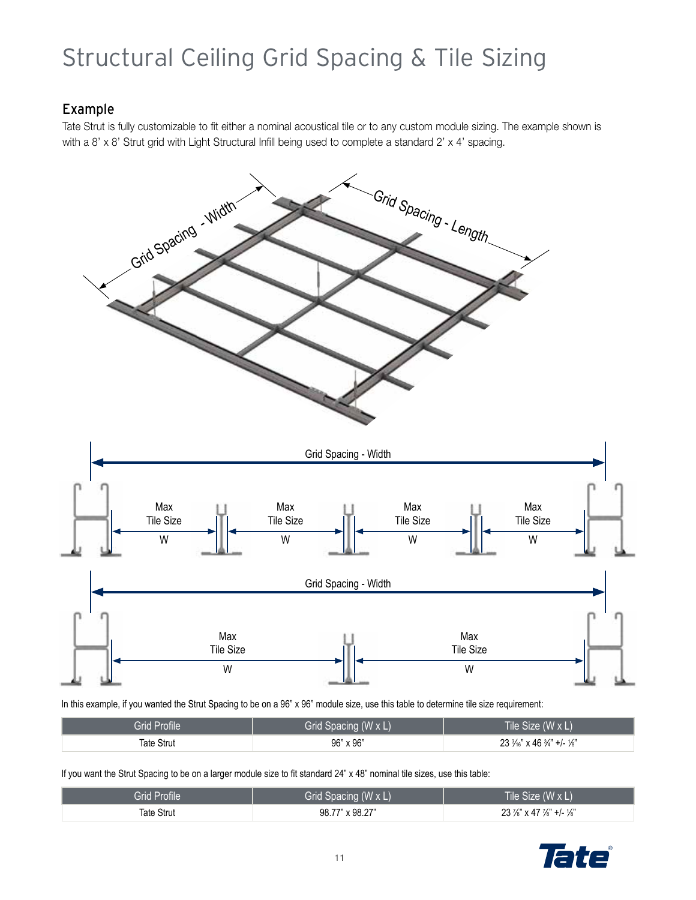# Structural Ceiling Grid Spacing & Tile Sizing

## Example

Tate Strut is fully customizable to fit either a nominal acoustical tile or to any custom module sizing. The example shown is with a 8' x 8' Strut grid with Light Structural Infill being used to complete a standard 2' x 4' spacing.

In this example, if you wanted the Strut Spacing to be on a 96" x 96" module size, use this table to determine tile size requirement:

| Grid Profile | Grid Spacing (W x L) | Tile Size (W x L) |
|---|---|---|
| Tate Strut | 96" x 96" | 23 3⁄16" x 46 3⁄4" +/- 1⁄8" |

If you want the Strut Spacing to be on a larger module size to fit standard 24" x 48" nominal tile sizes, use this table:

| Grid Profile | Grid Spacing (W x L) | Tile Size (W x L) |
|---|---|---|
| Tate Strut | 98.77" x 98.27" | 23 7⁄8" x 47 7⁄8" +/- 1⁄8" |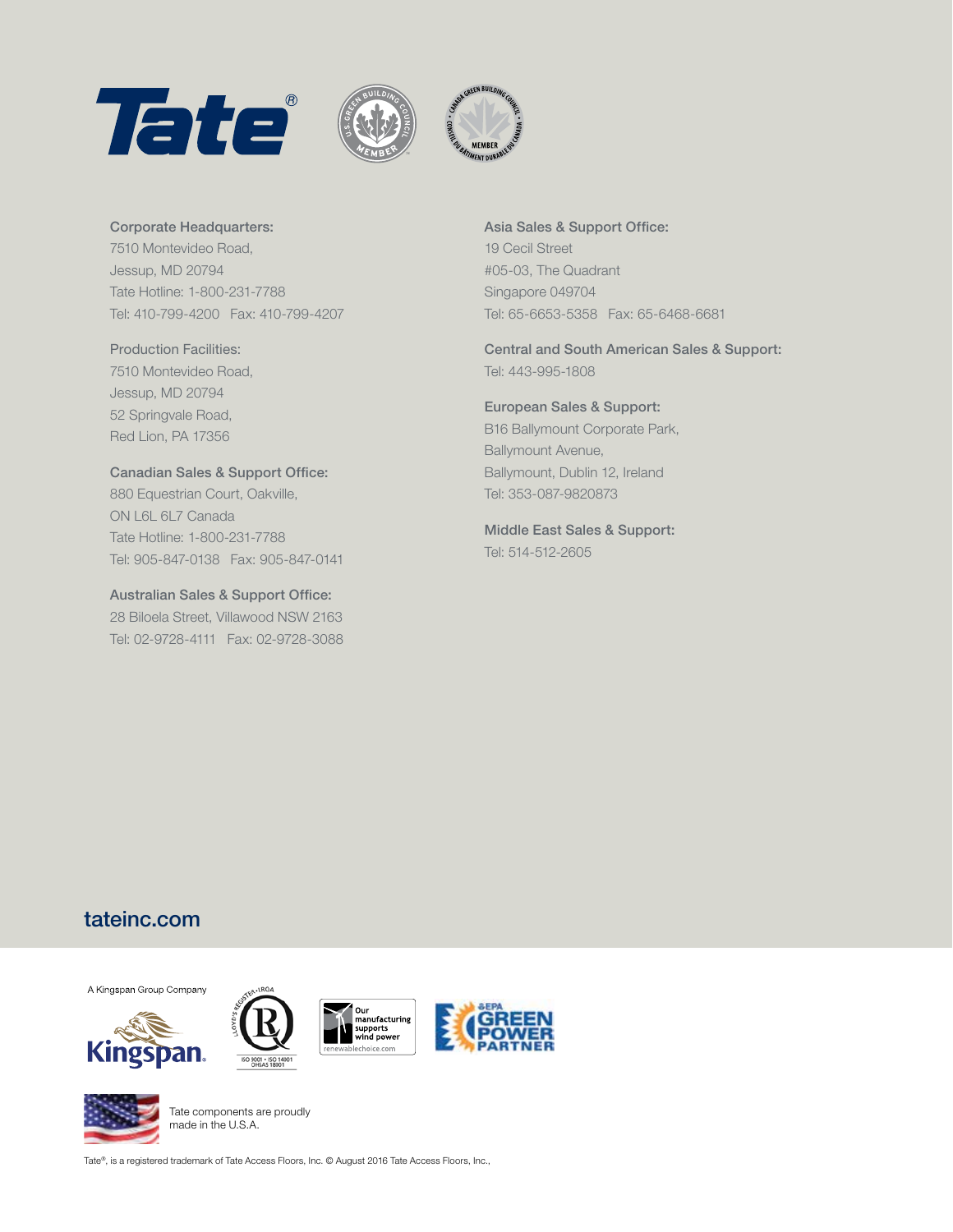**Corporate Headquarters:**
7510 Montevideo Road,
Jessup, MD 20794
Tate Hotline: 1-800-231-7788
Tel: 410-799-4200 Fax: 410-799-4207

**Production Facilities:**
7510 Montevideo Road,
Jessup, MD 20794
52 Springvale Road,
Red Lion, PA 17356

**Canadian Sales & Support Office:**
880 Equestrian Court, Oakville,
ON L6L 6L7 Canada
Tate Hotline: 1-800-231-7788
Tel: 905-847-0138 Fax: 905-847-0141

**Australian Sales & Support Office:**
28 Biloela Street, Villawood NSW 2163
Tel: 02-9728-4111 Fax: 02-9728-3088

**Asia Sales & Support Office:**
19 Cecil Street
#05-03, The Quadrant
Singapore 049704
Tel: 65-6653-5358 Fax: 65-6468-6681

**Central and South American Sales & Support:**
Tel: 443-995-1808

**European Sales & Support:**
B16 Ballymount Corporate Park,
Ballymount Avenue,
Ballymount, Dublin 12, Ireland
Tel: 353-087-9820873

**Middle East Sales & Support:**
Tel: 514-512-2605

**tateinc.com**

A Kingspan Group Company

ISO 9001 • ISO 14001 OHSAS 18001

Our manufacturing supports wind power
renewablechoice.com

Tate components are proudly made in the U.S.A.

Tate®, is a registered trademark of Tate Access Floors, Inc. © August 2016 Tate Access Floors, Inc.,